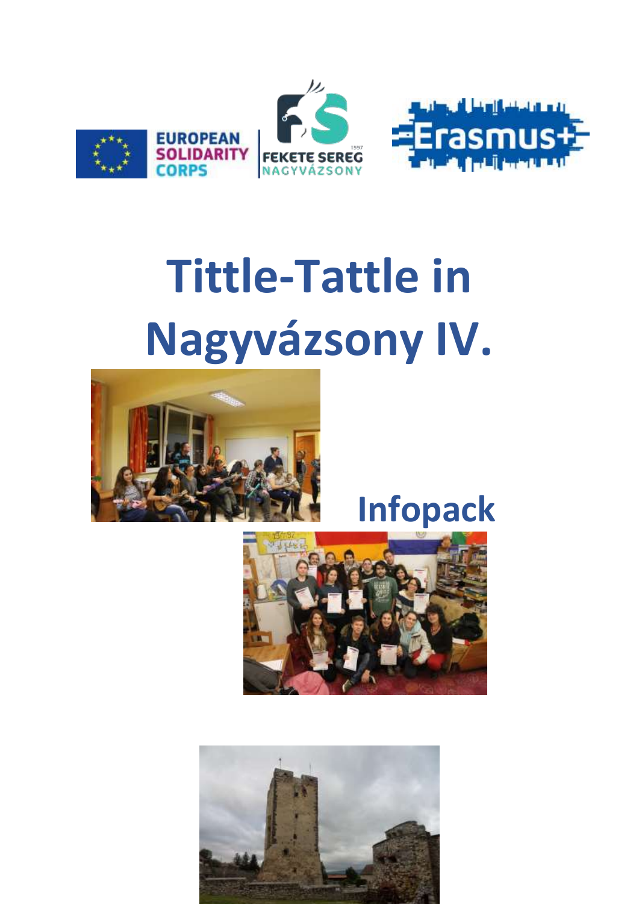# Tittle-Tattle in Nagyvázsony IV.

## Infopack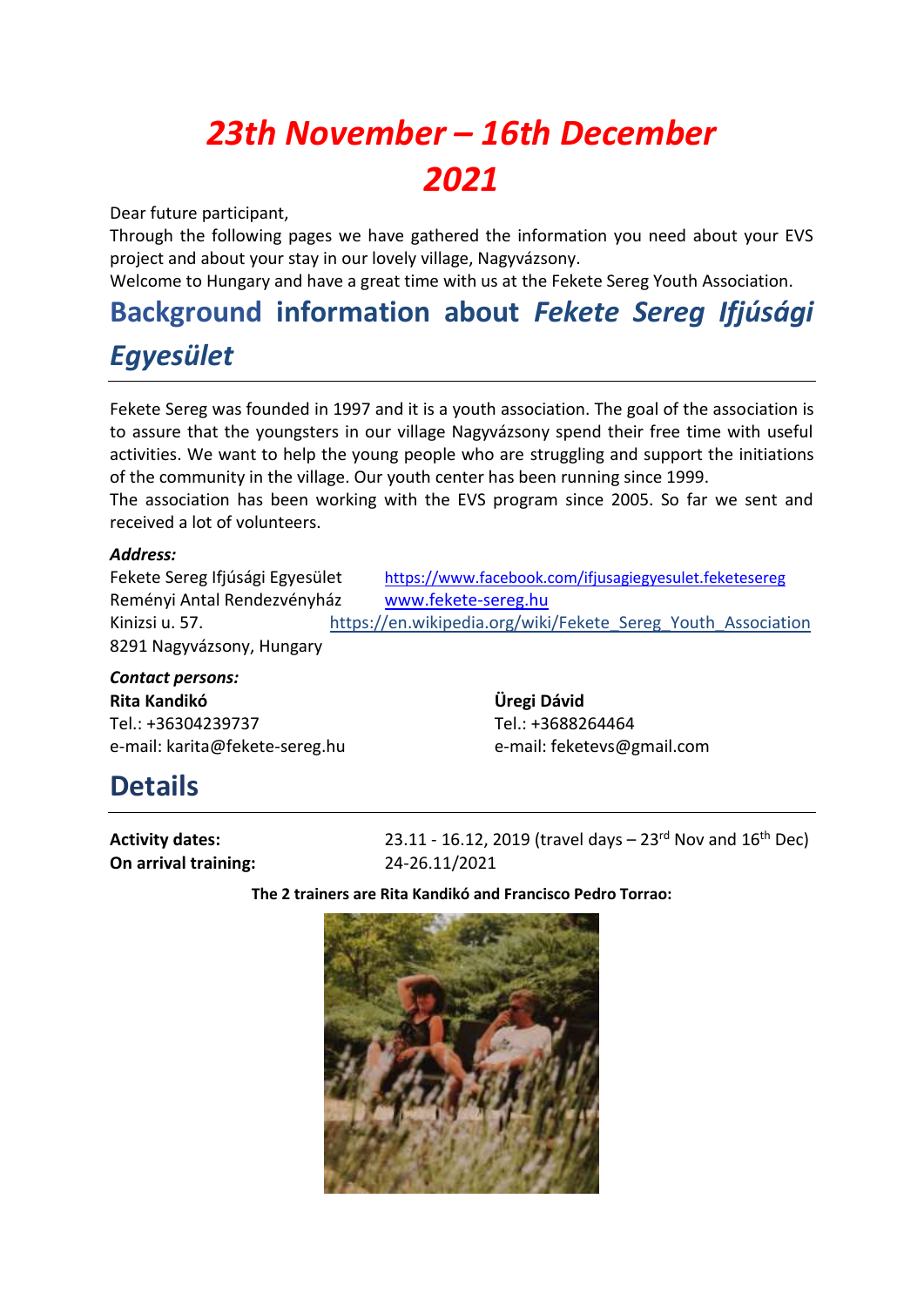# *23th November – 16th December 2021*

Dear future participant,

Through the following pages we have gathered the information you need about your EVS project and about your stay in our lovely village, Nagyvázsony.

Welcome to Hungary and have a great time with us at the Fekete Sereg Youth Association.

## Background information about *Fekete Sereg Ifjúsági Egyesület*

Fekete Sereg was founded in 1997 and it is a youth association. The goal of the association is to assure that the youngsters in our village Nagyvázsony spend their free time with useful activities. We want to help the young people who are struggling and support the initiations of the community in the village. Our youth center has been running since 1999.

The association has been working with the EVS program since 2005. So far we sent and received a lot of volunteers.

***Address:***

Fekete Sereg Ifjúsági Egyesület
Reményi Antal Rendezvényház
Kinizsi u. 57.
8291 Nagyvázsony, Hungary

https://www.facebook.com/ifjusagiegyesulet.feketesereg
www.fekete-sereg.hu
https://en.wikipedia.org/wiki/Fekete_Sereg_Youth_Association

***Contact persons:***

**Rita Kandikó**
Tel.: +36304239737
e-mail: karita@fekete-sereg.hu

**Üregi Dávid**
Tel.: +3688264464
e-mail: feketevs@gmail.com

## Details

**Activity dates:** 23.11 - 16.12, 2019 (travel days – 23rd Nov and 16th Dec)
**On arrival training:** 24-26.11/2021

**The 2 trainers are Rita Kandikó and Francisco Pedro Torrao:**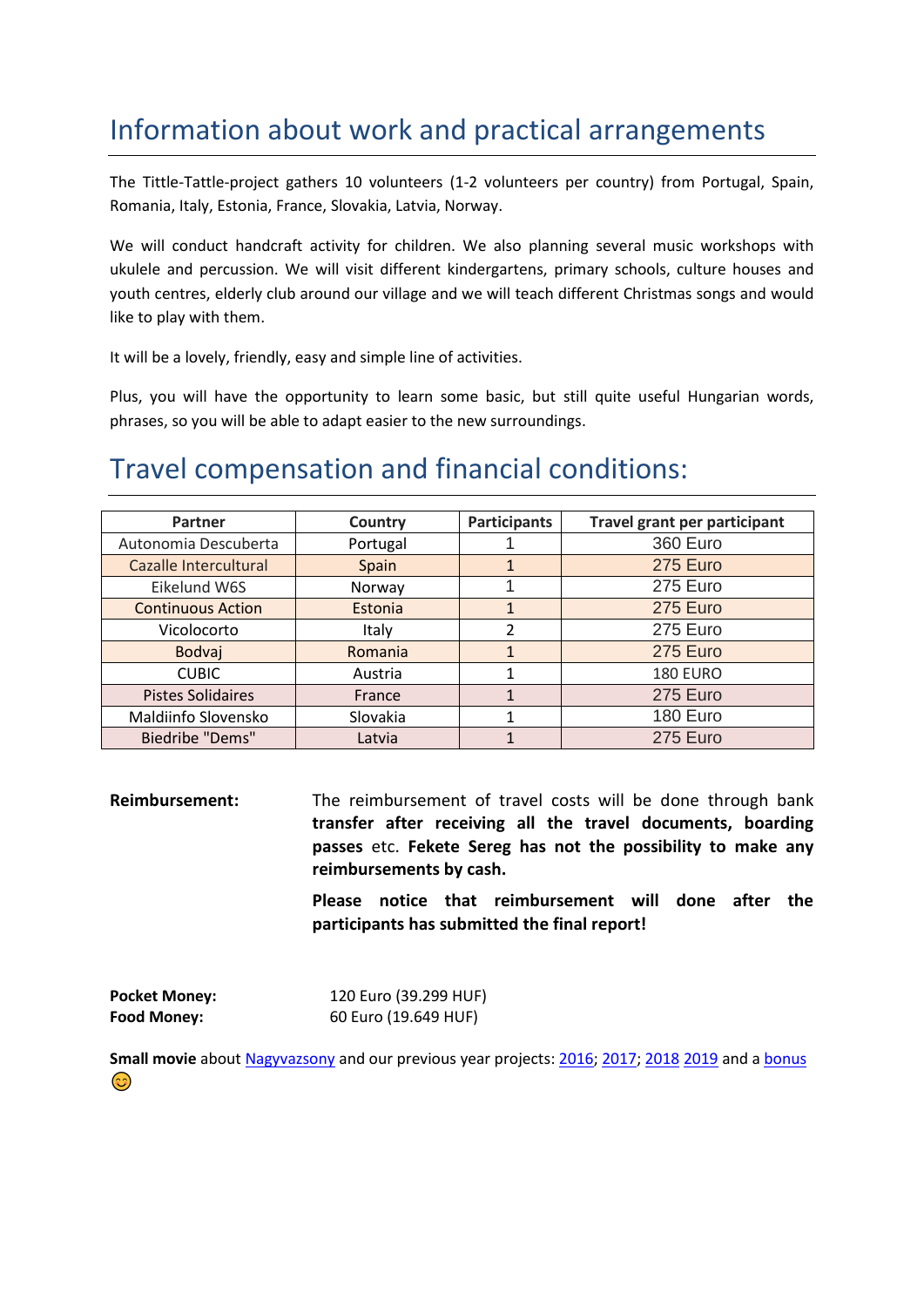# Information about work and practical arrangements

The Tittle-Tattle-project gathers 10 volunteers (1-2 volunteers per country) from Portugal, Spain, Romania, Italy, Estonia, France, Slovakia, Latvia, Norway.

We will conduct handcraft activity for children. We also planning several music workshops with ukulele and percussion. We will visit different kindergartens, primary schools, culture houses and youth centres, elderly club around our village and we will teach different Christmas songs and would like to play with them.

It will be a lovely, friendly, easy and simple line of activities.

Plus, you will have the opportunity to learn some basic, but still quite useful Hungarian words, phrases, so you will be able to adapt easier to the new surroundings.

# Travel compensation and financial conditions:

| Partner | Country | Participants | Travel grant per participant |
|---|---|---|---|
| Autonomia Descuberta | Portugal | 1 | 360 Euro |
| Cazalle Intercultural | Spain | 1 | 275 Euro |
| Eikelund W6S | Norway | 1 | 275 Euro |
| Continuous Action | Estonia | 1 | 275 Euro |
| Vicolocorto | Italy | 2 | 275 Euro |
| Bodvaj | Romania | 1 | 275 Euro |
| CUBIC | Austria | 1 | 180 EURO |
| Pistes Solidaires | France | 1 | 275 Euro |
| Maldiinfo Slovensko | Slovakia | 1 | 180 Euro |
| Biedribe "Dems" | Latvia | 1 | 275 Euro |

**Reimbursement:** The reimbursement of travel costs will be done through bank **transfer after receiving all the travel documents, boarding passes** etc. **Fekete Sereg has not the possibility to make any reimbursements by cash.**

**Please notice that reimbursement will done after the participants has submitted the final report!**

**Pocket Money:** 120 Euro (39.299 HUF)
**Food Money:** 60 Euro (19.649 HUF)

**Small movie** about Nagyvazsony and our previous year projects: 2016; 2017; 2018 2019 and a bonus 😊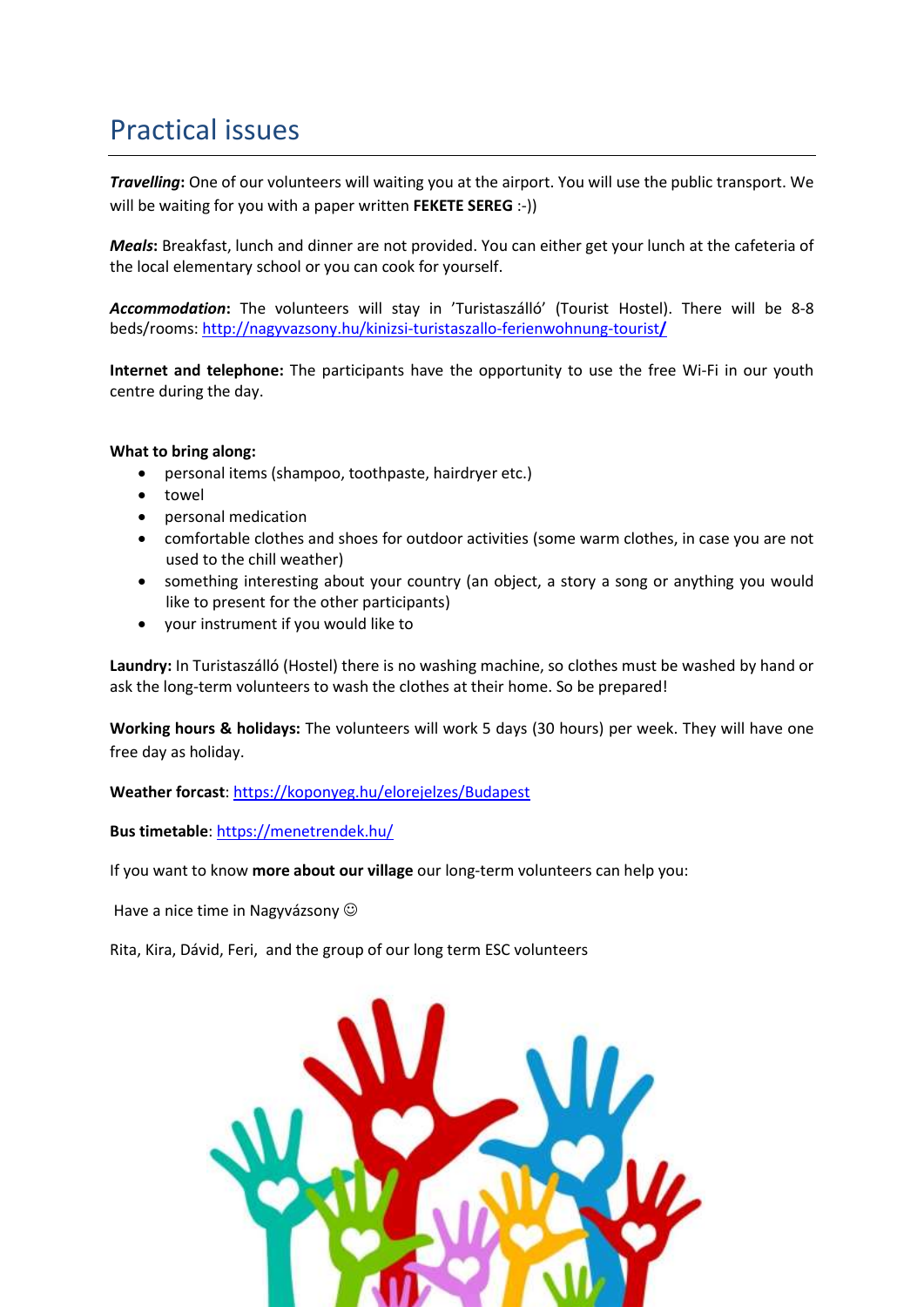# Practical issues

***Travelling*:** One of our volunteers will waiting you at the airport. You will use the public transport. We will be waiting for you with a paper written **FEKETE SEREG** :-))

***Meals*:** Breakfast, lunch and dinner are not provided. You can either get your lunch at the cafeteria of the local elementary school or you can cook for yourself.

***Accommodation*:** The volunteers will stay in 'Turistaszálló' (Tourist Hostel). There will be 8-8 beds/rooms: http://nagyvazsony.hu/kinizsi-turistaszallo-ferienwohnung-tourist/

**Internet and telephone:** The participants have the opportunity to use the free Wi-Fi in our youth centre during the day.

**What to bring along:**

- personal items (shampoo, toothpaste, hairdryer etc.)
- towel
- personal medication
- comfortable clothes and shoes for outdoor activities (some warm clothes, in case you are not used to the chill weather)
- something interesting about your country (an object, a story a song or anything you would like to present for the other participants)
- your instrument if you would like to

**Laundry:** In Turistaszálló (Hostel) there is no washing machine, so clothes must be washed by hand or ask the long-term volunteers to wash the clothes at their home. So be prepared!

**Working hours & holidays:** The volunteers will work 5 days (30 hours) per week. They will have one free day as holiday.

**Weather forcast**: https://koponyeg.hu/elorejelzes/Budapest

**Bus timetable**: https://menetrendek.hu/

If you want to know **more about our village** our long-term volunteers can help you:

Have a nice time in Nagyvázsony ☺

Rita, Kira, Dávid, Feri, and the group of our long term ESC volunteers